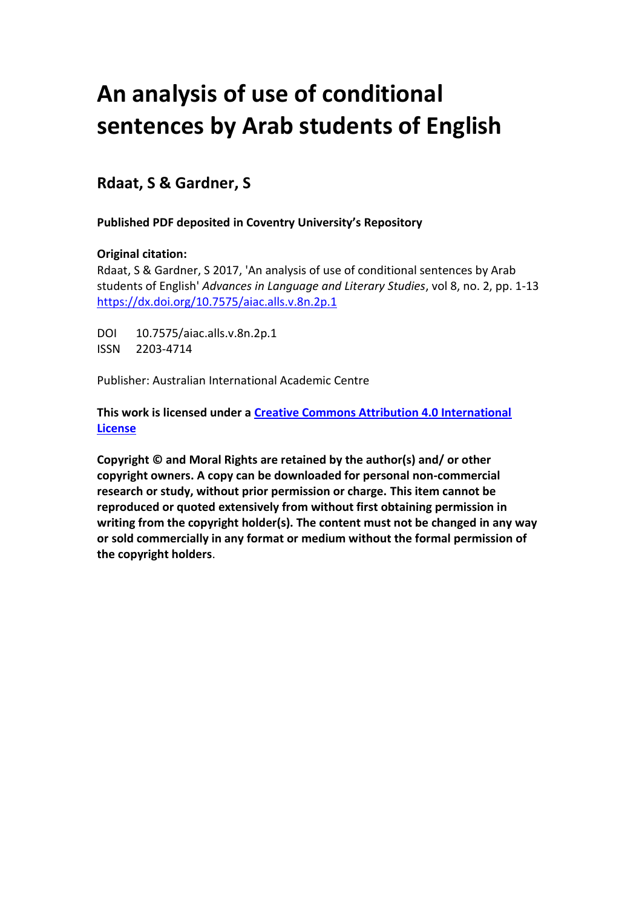# An analysis of use of conditional sentences by Arab students of English

## Rdaat, S & Gardner, S

**Published PDF deposited in Coventry University's Repository**

**Original citation:**
Rdaat, S & Gardner, S 2017, 'An analysis of use of conditional sentences by Arab students of English' *Advances in Language and Literary Studies*, vol 8, no. 2, pp. 1-13
https://dx.doi.org/10.7575/aiac.alls.v.8n.2p.1

DOI 10.7575/aiac.alls.v.8n.2p.1
ISSN 2203-4714

Publisher: Australian International Academic Centre

**This work is licensed under a Creative Commons Attribution 4.0 International License**

**Copyright © and Moral Rights are retained by the author(s) and/ or other copyright owners. A copy can be downloaded for personal non-commercial research or study, without prior permission or charge. This item cannot be reproduced or quoted extensively from without first obtaining permission in writing from the copyright holder(s). The content must not be changed in any way or sold commercially in any format or medium without the formal permission of the copyright holders**.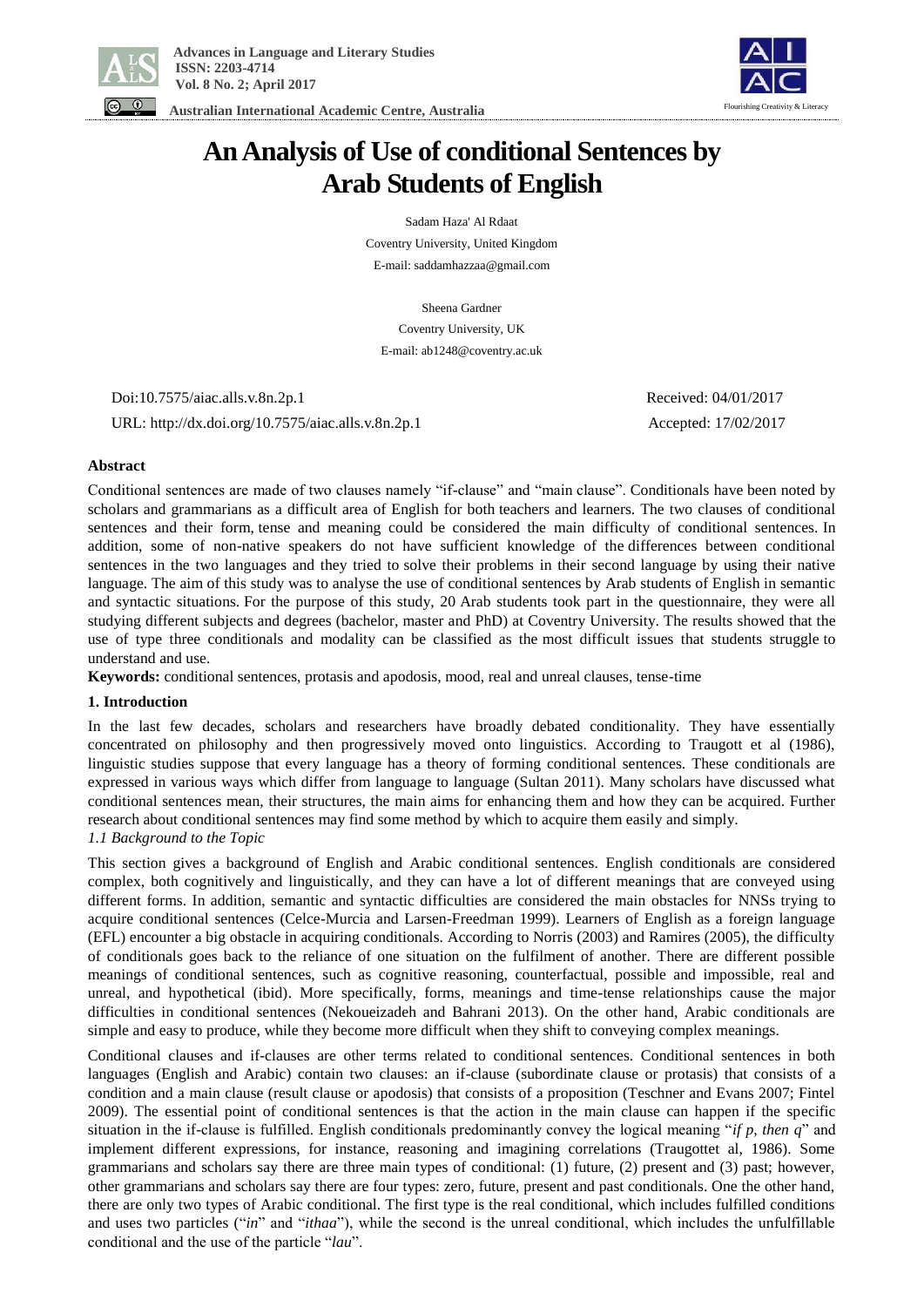# An Analysis of Use of conditional Sentences by Arab Students of English

Sadam Haza' Al Rdaat

Coventry University, United Kingdom

E-mail: saddamhazzaa@gmail.com

Sheena Gardner

Coventry University, UK

E-mail: ab1248@coventry.ac.uk

Doi:10.7575/aiac.alls.v.8n.2p.1

URL: http://dx.doi.org/10.7575/aiac.alls.v.8n.2p.1

Received: 04/01/2017

Accepted: 17/02/2017

## Abstract

Conditional sentences are made of two clauses namely "if-clause" and "main clause". Conditionals have been noted by scholars and grammarians as a difficult area of English for both teachers and learners. The two clauses of conditional sentences and their form, tense and meaning could be considered the main difficulty of conditional sentences. In addition, some of non-native speakers do not have sufficient knowledge of the differences between conditional sentences in the two languages and they tried to solve their problems in their second language by using their native language. The aim of this study was to analyse the use of conditional sentences by Arab students of English in semantic and syntactic situations. For the purpose of this study, 20 Arab students took part in the questionnaire, they were all studying different subjects and degrees (bachelor, master and PhD) at Coventry University. The results showed that the use of type three conditionals and modality can be classified as the most difficult issues that students struggle to understand and use.

**Keywords:** conditional sentences, protasis and apodosis, mood, real and unreal clauses, tense-time

## 1. Introduction

In the last few decades, scholars and researchers have broadly debated conditionality. They have essentially concentrated on philosophy and then progressively moved onto linguistics. According to Traugott et al (1986), linguistic studies suppose that every language has a theory of forming conditional sentences. These conditionals are expressed in various ways which differ from language to language (Sultan 2011). Many scholars have discussed what conditional sentences mean, their structures, the main aims for enhancing them and how they can be acquired. Further research about conditional sentences may find some method by which to acquire them easily and simply.

### *1.1 Background to the Topic*

This section gives a background of English and Arabic conditional sentences. English conditionals are considered complex, both cognitively and linguistically, and they can have a lot of different meanings that are conveyed using different forms. In addition, semantic and syntactic difficulties are considered the main obstacles for NNSs trying to acquire conditional sentences (Celce-Murcia and Larsen-Freedman 1999). Learners of English as a foreign language (EFL) encounter a big obstacle in acquiring conditionals. According to Norris (2003) and Ramires (2005), the difficulty of conditionals goes back to the reliance of one situation on the fulfilment of another. There are different possible meanings of conditional sentences, such as cognitive reasoning, counterfactual, possible and impossible, real and unreal, and hypothetical (ibid). More specifically, forms, meanings and time-tense relationships cause the major difficulties in conditional sentences (Nekoueizadeh and Bahrani 2013). On the other hand, Arabic conditionals are simple and easy to produce, while they become more difficult when they shift to conveying complex meanings.

Conditional clauses and if-clauses are other terms related to conditional sentences. Conditional sentences in both languages (English and Arabic) contain two clauses: an if-clause (subordinate clause or protasis) that consists of a condition and a main clause (result clause or apodosis) that consists of a proposition (Teschner and Evans 2007; Fintel 2009). The essential point of conditional sentences is that the action in the main clause can happen if the specific situation in the if-clause is fulfilled. English conditionals predominantly convey the logical meaning "*if p, then q*" and implement different expressions, for instance, reasoning and imagining correlations (Traugottet al, 1986). Some grammarians and scholars say there are three main types of conditional: (1) future, (2) present and (3) past; however, other grammarians and scholars say there are four types: zero, future, present and past conditionals. One the other hand, there are only two types of Arabic conditional. The first type is the real conditional, which includes fulfilled conditions and uses two particles ("*in*" and "*ithaa*"), while the second is the unreal conditional, which includes the unfulfillable conditional and the use of the particle "*lau*".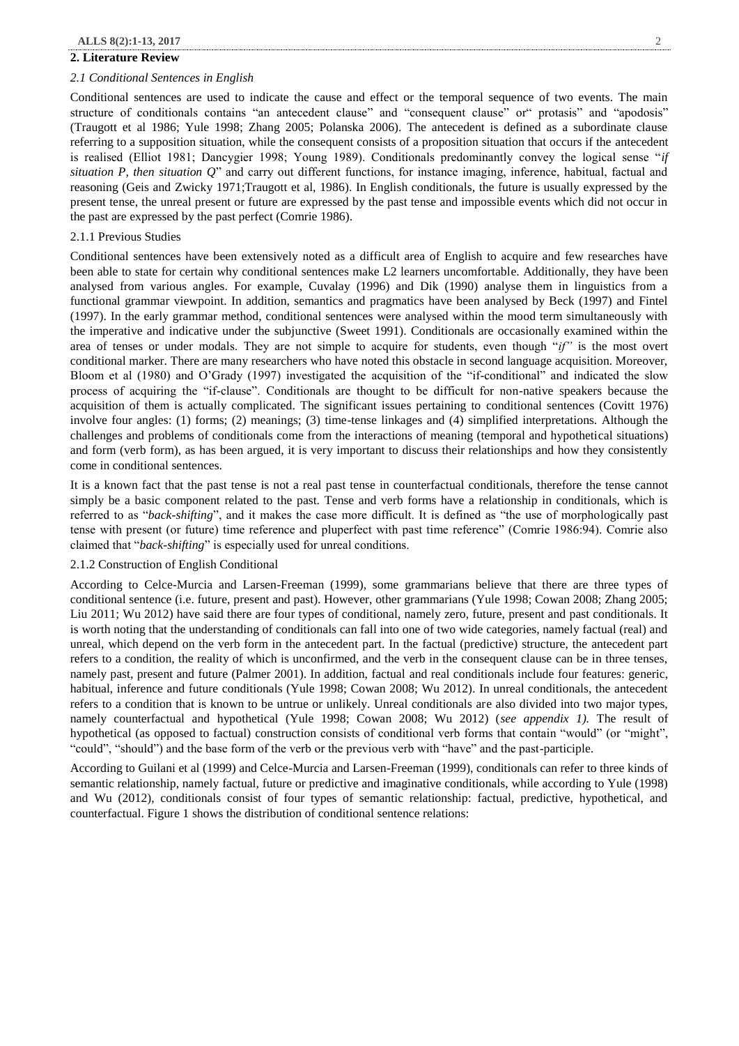## 2. Literature Review

### *2.1 Conditional Sentences in English*

Conditional sentences are used to indicate the cause and effect or the temporal sequence of two events. The main structure of conditionals contains "an antecedent clause" and "consequent clause" or" protasis" and "apodosis" (Traugott et al 1986; Yule 1998; Zhang 2005; Polanska 2006). The antecedent is defined as a subordinate clause referring to a supposition situation, while the consequent consists of a proposition situation that occurs if the antecedent is realised (Elliot 1981; Dancygier 1998; Young 1989). Conditionals predominantly convey the logical sense "*if situation P, then situation Q*" and carry out different functions, for instance imaging, inference, habitual, factual and reasoning (Geis and Zwicky 1971;Traugott et al, 1986). In English conditionals, the future is usually expressed by the present tense, the unreal present or future are expressed by the past tense and impossible events which did not occur in the past are expressed by the past perfect (Comrie 1986).

#### 2.1.1 Previous Studies

Conditional sentences have been extensively noted as a difficult area of English to acquire and few researches have been able to state for certain why conditional sentences make L2 learners uncomfortable. Additionally, they have been analysed from various angles. For example, Cuvalay (1996) and Dik (1990) analyse them in linguistics from a functional grammar viewpoint. In addition, semantics and pragmatics have been analysed by Beck (1997) and Fintel (1997). In the early grammar method, conditional sentences were analysed within the mood term simultaneously with the imperative and indicative under the subjunctive (Sweet 1991). Conditionals are occasionally examined within the area of tenses or under modals. They are not simple to acquire for students, even though "*if"* is the most overt conditional marker. There are many researchers who have noted this obstacle in second language acquisition. Moreover, Bloom et al (1980) and O'Grady (1997) investigated the acquisition of the "if-conditional" and indicated the slow process of acquiring the "if-clause". Conditionals are thought to be difficult for non-native speakers because the acquisition of them is actually complicated. The significant issues pertaining to conditional sentences (Covitt 1976) involve four angles: (1) forms; (2) meanings; (3) time-tense linkages and (4) simplified interpretations. Although the challenges and problems of conditionals come from the interactions of meaning (temporal and hypothetical situations) and form (verb form), as has been argued, it is very important to discuss their relationships and how they consistently come in conditional sentences.

It is a known fact that the past tense is not a real past tense in counterfactual conditionals, therefore the tense cannot simply be a basic component related to the past. Tense and verb forms have a relationship in conditionals, which is referred to as "*back-shifting*", and it makes the case more difficult. It is defined as "the use of morphologically past tense with present (or future) time reference and pluperfect with past time reference" (Comrie 1986:94). Comrie also claimed that "*back-shifting*" is especially used for unreal conditions.

#### 2.1.2 Construction of English Conditional

According to Celce-Murcia and Larsen-Freeman (1999), some grammarians believe that there are three types of conditional sentence (i.e. future, present and past). However, other grammarians (Yule 1998; Cowan 2008; Zhang 2005; Liu 2011; Wu 2012) have said there are four types of conditional, namely zero, future, present and past conditionals. It is worth noting that the understanding of conditionals can fall into one of two wide categories, namely factual (real) and unreal, which depend on the verb form in the antecedent part. In the factual (predictive) structure, the antecedent part refers to a condition, the reality of which is unconfirmed, and the verb in the consequent clause can be in three tenses, namely past, present and future (Palmer 2001). In addition, factual and real conditionals include four features: generic, habitual, inference and future conditionals (Yule 1998; Cowan 2008; Wu 2012). In unreal conditionals, the antecedent refers to a condition that is known to be untrue or unlikely. Unreal conditionals are also divided into two major types, namely counterfactual and hypothetical (Yule 1998; Cowan 2008; Wu 2012) (*see appendix 1).* The result of hypothetical (as opposed to factual) construction consists of conditional verb forms that contain "would" (or "might", "could", "should") and the base form of the verb or the previous verb with "have" and the past-participle.

According to Guilani et al (1999) and Celce-Murcia and Larsen-Freeman (1999), conditionals can refer to three kinds of semantic relationship, namely factual, future or predictive and imaginative conditionals, while according to Yule (1998) and Wu (2012), conditionals consist of four types of semantic relationship: factual, predictive, hypothetical, and counterfactual. Figure 1 shows the distribution of conditional sentence relations: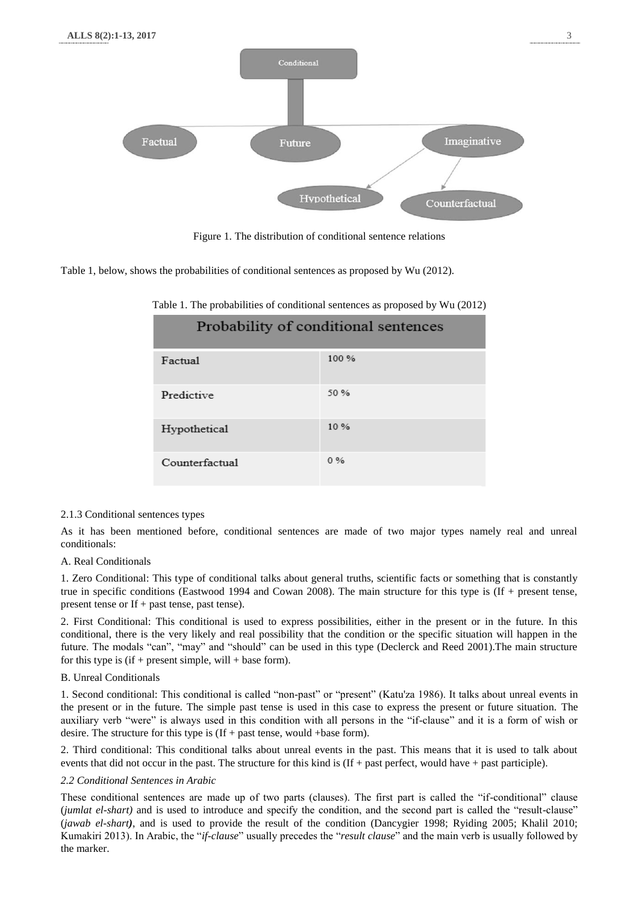Figure 1. The distribution of conditional sentence relations

Table 1, below, shows the probabilities of conditional sentences as proposed by Wu (2012).

Table 1. The probabilities of conditional sentences as proposed by Wu (2012)

| Probability of conditional sentences | |
|---|---|
| Factual | 100 % |
| Predictive | 50 % |
| Hypothetical | 10 % |
| Counterfactual | 0 % |

2.1.3 Conditional sentences types

As it has been mentioned before, conditional sentences are made of two major types namely real and unreal conditionals:

A. Real Conditionals

1. Zero Conditional: This type of conditional talks about general truths, scientific facts or something that is constantly true in specific conditions (Eastwood 1994 and Cowan 2008). The main structure for this type is (If + present tense, present tense or If + past tense, past tense).

2. First Conditional: This conditional is used to express possibilities, either in the present or in the future. In this conditional, there is the very likely and real possibility that the condition or the specific situation will happen in the future. The modals "can", "may" and "should" can be used in this type (Declerck and Reed 2001).The main structure for this type is (if + present simple, will + base form).

B. Unreal Conditionals

1. Second conditional: This conditional is called "non-past" or "present" (Katu'za 1986). It talks about unreal events in the present or in the future. The simple past tense is used in this case to express the present or future situation. The auxiliary verb "were" is always used in this condition with all persons in the "if-clause" and it is a form of wish or desire. The structure for this type is (If + past tense, would +base form).

2. Third conditional: This conditional talks about unreal events in the past. This means that it is used to talk about events that did not occur in the past. The structure for this kind is (If + past perfect, would have + past participle).

*2.2 Conditional Sentences in Arabic*

These conditional sentences are made up of two parts (clauses). The first part is called the "if-conditional" clause (*jumlat el-shart)* and is used to introduce and specify the condition, and the second part is called the "result-clause" (*jawab el-shart)*, and is used to provide the result of the condition (Dancygier 1998; Ryiding 2005; Khalil 2010; Kumakiri 2013). In Arabic, the "*if-clause*" usually precedes the "*result clause*" and the main verb is usually followed by the marker.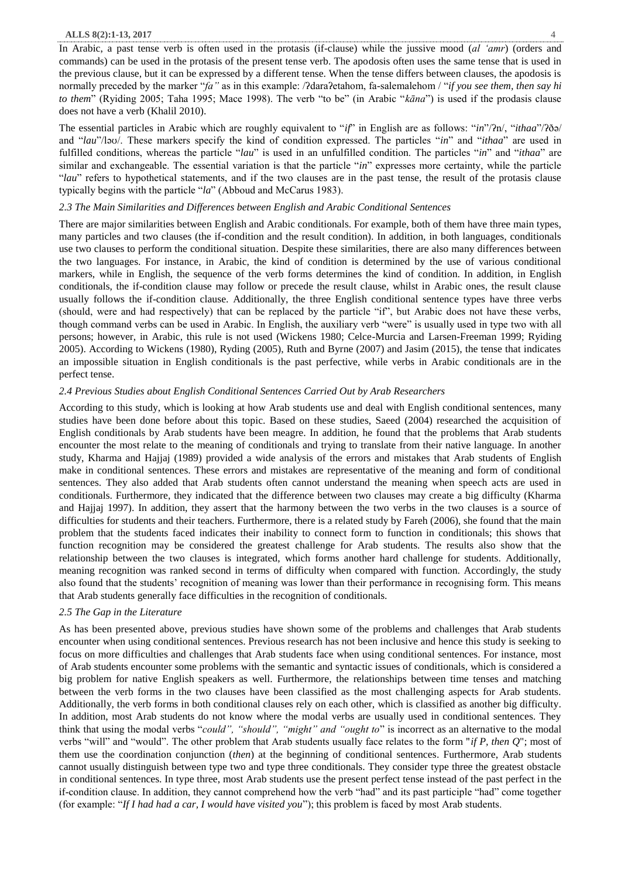In Arabic, a past tense verb is often used in the protasis (if-clause) while the jussive mood (*al 'amr*) (orders and commands) can be used in the protasis of the present tense verb. The apodosis often uses the same tense that is used in the previous clause, but it can be expressed by a different tense. When the tense differs between clauses, the apodosis is normally preceded by the marker "*fa"* as in this example: /ʔdaraʔetahom, fa-salemalehom / "*if you see them, then say hi to them*" (Ryiding 2005; Taha 1995; Mace 1998). The verb "to be" (in Arabic "*kāna*") is used if the prodasis clause does not have a verb (Khalil 2010).

The essential particles in Arabic which are roughly equivalent to "*if*" in English are as follows: "*in*"/ʔn/, "*ithaa*"/ʔðə/ and "*lau*"/ləʊ/. These markers specify the kind of condition expressed. The particles "*in*" and "*ithaa*" are used in fulfilled conditions, whereas the particle "*lau*" is used in an unfulfilled condition. The particles "*in*" and "*ithaa*" are similar and exchangeable. The essential variation is that the particle "*in*" expresses more certainty, while the particle "*lau*" refers to hypothetical statements, and if the two clauses are in the past tense, the result of the protasis clause typically begins with the particle "*la*" (Abboud and McCarus 1983).

### *2.3 The Main Similarities and Differences between English and Arabic Conditional Sentences*

There are major similarities between English and Arabic conditionals. For example, both of them have three main types, many particles and two clauses (the if-condition and the result condition). In addition, in both languages, conditionals use two clauses to perform the conditional situation. Despite these similarities, there are also many differences between the two languages. For instance, in Arabic, the kind of condition is determined by the use of various conditional markers, while in English, the sequence of the verb forms determines the kind of condition. In addition, in English conditionals, the if-condition clause may follow or precede the result clause, whilst in Arabic ones, the result clause usually follows the if-condition clause. Additionally, the three English conditional sentence types have three verbs (should, were and had respectively) that can be replaced by the particle "if", but Arabic does not have these verbs, though command verbs can be used in Arabic. In English, the auxiliary verb "were" is usually used in type two with all persons; however, in Arabic, this rule is not used (Wickens 1980; Celce-Murcia and Larsen-Freeman 1999; Ryiding 2005). According to Wickens (1980), Ryding (2005), Ruth and Byrne (2007) and Jasim (2015), the tense that indicates an impossible situation in English conditionals is the past perfective, while verbs in Arabic conditionals are in the perfect tense.

### *2.4 Previous Studies about English Conditional Sentences Carried Out by Arab Researchers*

According to this study, which is looking at how Arab students use and deal with English conditional sentences, many studies have been done before about this topic. Based on these studies, Saeed (2004) researched the acquisition of English conditionals by Arab students have been meagre. In addition, he found that the problems that Arab students encounter the most relate to the meaning of conditionals and trying to translate from their native language. In another study, Kharma and Hajjaj (1989) provided a wide analysis of the errors and mistakes that Arab students of English make in conditional sentences. These errors and mistakes are representative of the meaning and form of conditional sentences. They also added that Arab students often cannot understand the meaning when speech acts are used in conditionals. Furthermore, they indicated that the difference between two clauses may create a big difficulty (Kharma and Hajjaj 1997). In addition, they assert that the harmony between the two verbs in the two clauses is a source of difficulties for students and their teachers. Furthermore, there is a related study by Fareh (2006), she found that the main problem that the students faced indicates their inability to connect form to function in conditionals; this shows that function recognition may be considered the greatest challenge for Arab students. The results also show that the relationship between the two clauses is integrated, which forms another hard challenge for students. Additionally, meaning recognition was ranked second in terms of difficulty when compared with function. Accordingly, the study also found that the students' recognition of meaning was lower than their performance in recognising form. This means that Arab students generally face difficulties in the recognition of conditionals.

### *2.5 The Gap in the Literature*

As has been presented above, previous studies have shown some of the problems and challenges that Arab students encounter when using conditional sentences. Previous research has not been inclusive and hence this study is seeking to focus on more difficulties and challenges that Arab students face when using conditional sentences. For instance, most of Arab students encounter some problems with the semantic and syntactic issues of conditionals, which is considered a big problem for native English speakers as well. Furthermore, the relationships between time tenses and matching between the verb forms in the two clauses have been classified as the most challenging aspects for Arab students. Additionally, the verb forms in both conditional clauses rely on each other, which is classified as another big difficulty. In addition, most Arab students do not know where the modal verbs are usually used in conditional sentences. They think that using the modal verbs "*could", "should", "might" and "ought to*" is incorrect as an alternative to the modal verbs "will" and "would". The other problem that Arab students usually face relates to the form "*if P, then Q*"; most of them use the coordination conjunction (*then*) at the beginning of conditional sentences. Furthermore, Arab students cannot usually distinguish between type two and type three conditionals. They consider type three the greatest obstacle in conditional sentences. In type three, most Arab students use the present perfect tense instead of the past perfect in the if-condition clause. In addition, they cannot comprehend how the verb "had" and its past participle "had" come together (for example: "*If I had had a car, I would have visited you*"); this problem is faced by most Arab students.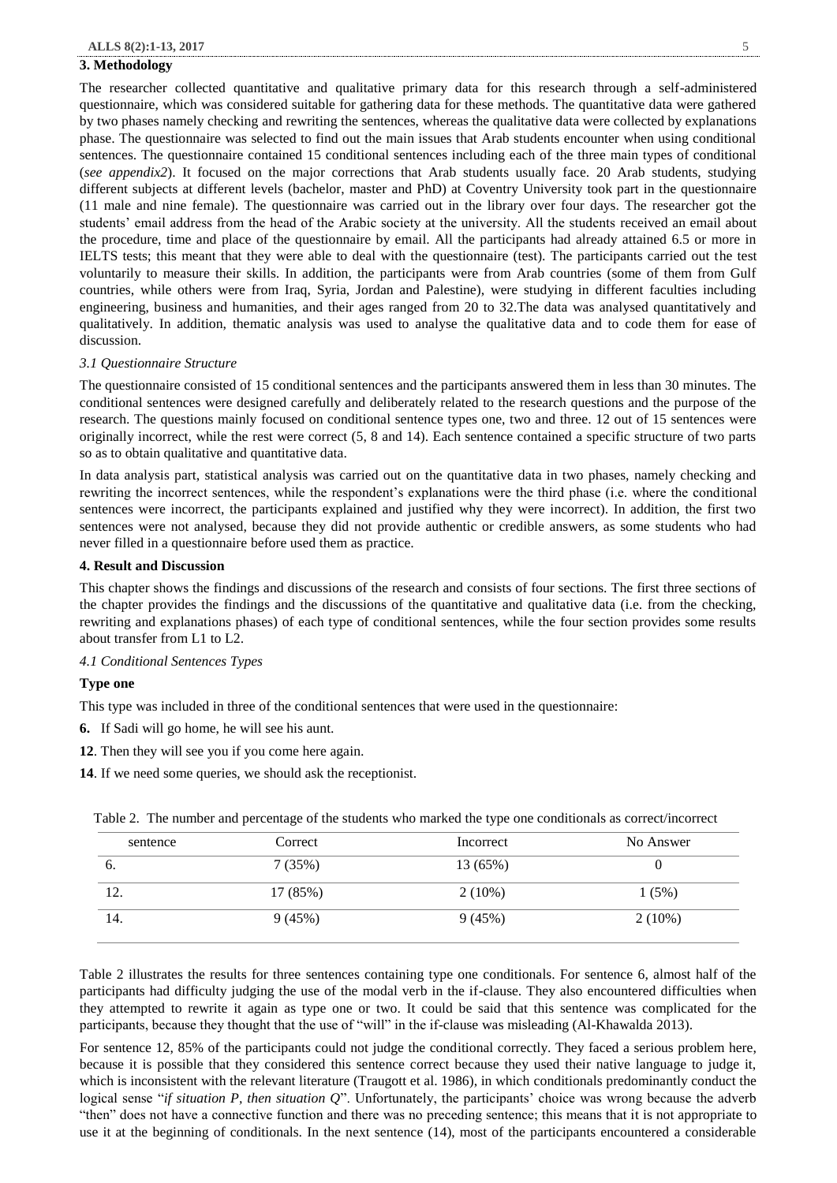## 3. Methodology

The researcher collected quantitative and qualitative primary data for this research through a self-administered questionnaire, which was considered suitable for gathering data for these methods. The quantitative data were gathered by two phases namely checking and rewriting the sentences, whereas the qualitative data were collected by explanations phase. The questionnaire was selected to find out the main issues that Arab students encounter when using conditional sentences. The questionnaire contained 15 conditional sentences including each of the three main types of conditional (*see appendix2*). It focused on the major corrections that Arab students usually face. 20 Arab students, studying different subjects at different levels (bachelor, master and PhD) at Coventry University took part in the questionnaire (11 male and nine female). The questionnaire was carried out in the library over four days. The researcher got the students' email address from the head of the Arabic society at the university. All the students received an email about the procedure, time and place of the questionnaire by email. All the participants had already attained 6.5 or more in IELTS tests; this meant that they were able to deal with the questionnaire (test). The participants carried out the test voluntarily to measure their skills. In addition, the participants were from Arab countries (some of them from Gulf countries, while others were from Iraq, Syria, Jordan and Palestine), were studying in different faculties including engineering, business and humanities, and their ages ranged from 20 to 32.The data was analysed quantitatively and qualitatively. In addition, thematic analysis was used to analyse the qualitative data and to code them for ease of discussion.

### *3.1 Questionnaire Structure*

The questionnaire consisted of 15 conditional sentences and the participants answered them in less than 30 minutes. The conditional sentences were designed carefully and deliberately related to the research questions and the purpose of the research. The questions mainly focused on conditional sentence types one, two and three. 12 out of 15 sentences were originally incorrect, while the rest were correct (5, 8 and 14). Each sentence contained a specific structure of two parts so as to obtain qualitative and quantitative data.

In data analysis part, statistical analysis was carried out on the quantitative data in two phases, namely checking and rewriting the incorrect sentences, while the respondent's explanations were the third phase (i.e. where the conditional sentences were incorrect, the participants explained and justified why they were incorrect). In addition, the first two sentences were not analysed, because they did not provide authentic or credible answers, as some students who had never filled in a questionnaire before used them as practice.

## 4. Result and Discussion

This chapter shows the findings and discussions of the research and consists of four sections. The first three sections of the chapter provides the findings and the discussions of the quantitative and qualitative data (i.e. from the checking, rewriting and explanations phases) of each type of conditional sentences, while the four section provides some results about transfer from L1 to L2.

### *4.1 Conditional Sentences Types*

**Type one**

This type was included in three of the conditional sentences that were used in the questionnaire:

**6.** If Sadi will go home, he will see his aunt.

**12**. Then they will see you if you come here again.

**14**. If we need some queries, we should ask the receptionist.

Table 2. The number and percentage of the students who marked the type one conditionals as correct/incorrect

| sentence | Correct | Incorrect | No Answer |
|---|---|---|---|
| 6. | 7 (35%) | 13 (65%) | 0 |
| 12. | 17 (85%) | 2 (10%) | 1 (5%) |
| 14. | 9 (45%) | 9 (45%) | 2 (10%) |

Table 2 illustrates the results for three sentences containing type one conditionals. For sentence 6, almost half of the participants had difficulty judging the use of the modal verb in the if-clause. They also encountered difficulties when they attempted to rewrite it again as type one or two. It could be said that this sentence was complicated for the participants, because they thought that the use of "will" in the if-clause was misleading (Al-Khawalda 2013).

For sentence 12, 85% of the participants could not judge the conditional correctly. They faced a serious problem here, because it is possible that they considered this sentence correct because they used their native language to judge it, which is inconsistent with the relevant literature (Traugott et al. 1986), in which conditionals predominantly conduct the logical sense "*if situation P, then situation Q*". Unfortunately, the participants' choice was wrong because the adverb "then" does not have a connective function and there was no preceding sentence; this means that it is not appropriate to use it at the beginning of conditionals. In the next sentence (14), most of the participants encountered a considerable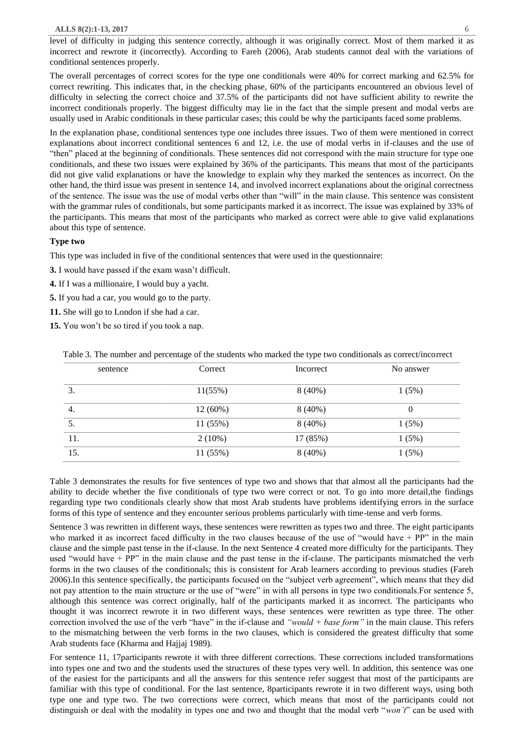level of difficulty in judging this sentence correctly, although it was originally correct. Most of them marked it as incorrect and rewrote it (incorrectly). According to Fareh (2006), Arab students cannot deal with the variations of conditional sentences properly.

The overall percentages of correct scores for the type one conditionals were 40% for correct marking and 62.5% for correct rewriting. This indicates that, in the checking phase, 60% of the participants encountered an obvious level of difficulty in selecting the correct choice and 37.5% of the participants did not have sufficient ability to rewrite the incorrect conditionals properly. The biggest difficulty may lie in the fact that the simple present and modal verbs are usually used in Arabic conditionals in these particular cases; this could be why the participants faced some problems.

In the explanation phase, conditional sentences type one includes three issues. Two of them were mentioned in correct explanations about incorrect conditional sentences 6 and 12, i.e. the use of modal verbs in if-clauses and the use of "then" placed at the beginning of conditionals. These sentences did not correspond with the main structure for type one conditionals, and these two issues were explained by 36% of the participants. This means that most of the participants did not give valid explanations or have the knowledge to explain why they marked the sentences as incorrect. On the other hand, the third issue was present in sentence 14, and involved incorrect explanations about the original correctness of the sentence. The issue was the use of modal verbs other than "will" in the main clause. This sentence was consistent with the grammar rules of conditionals, but some participants marked it as incorrect. The issue was explained by 33% of the participants. This means that most of the participants who marked as correct were able to give valid explanations about this type of sentence.

**Type two**

This type was included in five of the conditional sentences that were used in the questionnaire:

**3.** I would have passed if the exam wasn't difficult.

**4.** If I was a millionaire, I would buy a yacht.

**5.** If you had a car, you would go to the party.

**11.** She will go to London if she had a car.

**15.** You won't be so tired if you took a nap.

Table 3. The number and percentage of the students who marked the type two conditionals as correct/incorrect

| sentence | Correct | Incorrect | No answer |
|---|---|---|---|
| 3. | 11(55%) | 8 (40%) | 1 (5%) |
| 4. | 12 (60%) | 8 (40%) | 0 |
| 5. | 11 (55%) | 8 (40%) | 1 (5%) |
| 11. | 2 (10%) | 17 (85%) | 1 (5%) |
| 15. | 11 (55%) | 8 (40%) | 1 (5%) |

Table 3 demonstrates the results for five sentences of type two and shows that that almost all the participants had the ability to decide whether the five conditionals of type two were correct or not. To go into more detail,the findings regarding type two conditionals clearly show that most Arab students have problems identifying errors in the surface forms of this type of sentence and they encounter serious problems particularly with time-tense and verb forms.

Sentence 3 was rewritten in different ways, these sentences were rewritten as types two and three. The eight participants who marked it as incorrect faced difficulty in the two clauses because of the use of "would have + PP" in the main clause and the simple past tense in the if-clause. In the next Sentence 4 created more difficulty for the participants. They used "would have + PP" in the main clause and the past tense in the if-clause. The participants mismatched the verb forms in the two clauses of the conditionals; this is consistent for Arab learners according to previous studies (Fareh 2006).In this sentence specifically, the participants focused on the "subject verb agreement", which means that they did not pay attention to the main structure or the use of "were" in with all persons in type two conditionals.For sentence 5, although this sentence was correct originally, half of the participants marked it as incorrect. The participants who thought it was incorrect rewrote it in two different ways, these sentences were rewritten as type three. The other correction involved the use of the verb "have" in the if-clause and *"would + base form"* in the main clause. This refers to the mismatching between the verb forms in the two clauses, which is considered the greatest difficulty that some Arab students face (Kharma and Hajjaj 1989).

For sentence 11, 17participants rewrote it with three different corrections. These corrections included transformations into types one and two and the students used the structures of these types very well. In addition, this sentence was one of the easiest for the participants and all the answers for this sentence refer suggest that most of the participants are familiar with this type of conditional. For the last sentence, 8participants rewrote it in two different ways, using both type one and type two. The two corrections were correct, which means that most of the participants could not distinguish or deal with the modality in types one and two and thought that the modal verb "*won't*" can be used with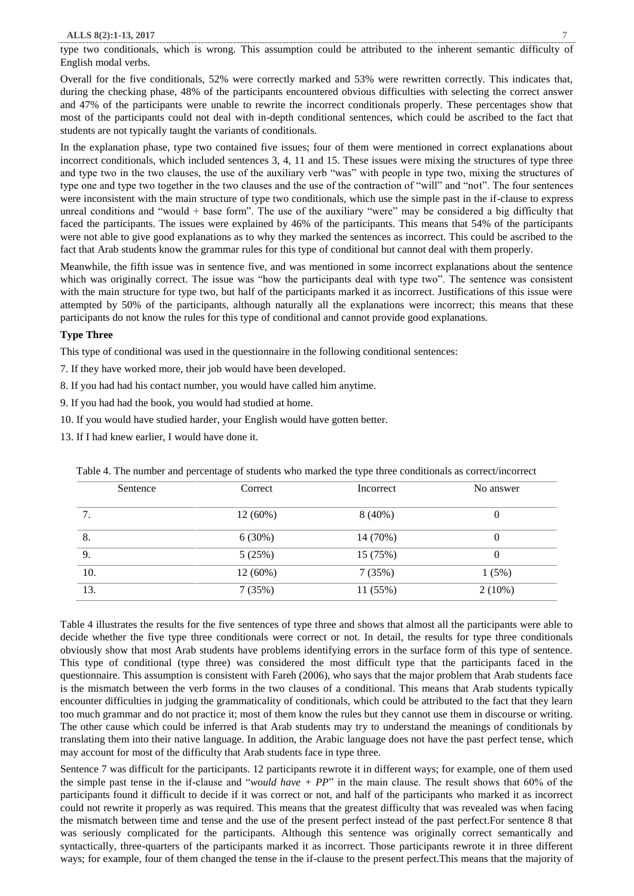type two conditionals, which is wrong. This assumption could be attributed to the inherent semantic difficulty of English modal verbs.

Overall for the five conditionals, 52% were correctly marked and 53% were rewritten correctly. This indicates that, during the checking phase, 48% of the participants encountered obvious difficulties with selecting the correct answer and 47% of the participants were unable to rewrite the incorrect conditionals properly. These percentages show that most of the participants could not deal with in-depth conditional sentences, which could be ascribed to the fact that students are not typically taught the variants of conditionals.

In the explanation phase, type two contained five issues; four of them were mentioned in correct explanations about incorrect conditionals, which included sentences 3, 4, 11 and 15. These issues were mixing the structures of type three and type two in the two clauses, the use of the auxiliary verb "was" with people in type two, mixing the structures of type one and type two together in the two clauses and the use of the contraction of "will" and "not". The four sentences were inconsistent with the main structure of type two conditionals, which use the simple past in the if-clause to express unreal conditions and "would + base form". The use of the auxiliary "were" may be considered a big difficulty that faced the participants. The issues were explained by 46% of the participants. This means that 54% of the participants were not able to give good explanations as to why they marked the sentences as incorrect. This could be ascribed to the fact that Arab students know the grammar rules for this type of conditional but cannot deal with them properly.

Meanwhile, the fifth issue was in sentence five, and was mentioned in some incorrect explanations about the sentence which was originally correct. The issue was "how the participants deal with type two". The sentence was consistent with the main structure for type two, but half of the participants marked it as incorrect. Justifications of this issue were attempted by 50% of the participants, although naturally all the explanations were incorrect; this means that these participants do not know the rules for this type of conditional and cannot provide good explanations.

**Type Three**

This type of conditional was used in the questionnaire in the following conditional sentences:

7. If they have worked more, their job would have been developed.
8. If you had had his contact number, you would have called him anytime.
9. If you had had the book, you would had studied at home.
10. If you would have studied harder, your English would have gotten better.
13. If I had knew earlier, I would have done it.

Table 4. The number and percentage of students who marked the type three conditionals as correct/incorrect

| Sentence | Correct | Incorrect | No answer |
|---|---|---|---|
| 7. | 12 (60%) | 8 (40%) | 0 |
| 8. | 6 (30%) | 14 (70%) | 0 |
| 9. | 5 (25%) | 15 (75%) | 0 |
| 10. | 12 (60%) | 7 (35%) | 1 (5%) |
| 13. | 7 (35%) | 11 (55%) | 2 (10%) |

Table 4 illustrates the results for the five sentences of type three and shows that almost all the participants were able to decide whether the five type three conditionals were correct or not. In detail, the results for type three conditionals obviously show that most Arab students have problems identifying errors in the surface form of this type of sentence. This type of conditional (type three) was considered the most difficult type that the participants faced in the questionnaire. This assumption is consistent with Fareh (2006), who says that the major problem that Arab students face is the mismatch between the verb forms in the two clauses of a conditional. This means that Arab students typically encounter difficulties in judging the grammaticality of conditionals, which could be attributed to the fact that they learn too much grammar and do not practice it; most of them know the rules but they cannot use them in discourse or writing. The other cause which could be inferred is that Arab students may try to understand the meanings of conditionals by translating them into their native language. In addition, the Arabic language does not have the past perfect tense, which may account for most of the difficulty that Arab students face in type three.

Sentence 7 was difficult for the participants. 12 participants rewrote it in different ways; for example, one of them used the simple past tense in the if-clause and "*would have + PP*" in the main clause. The result shows that 60% of the participants found it difficult to decide if it was correct or not, and half of the participants who marked it as incorrect could not rewrite it properly as was required. This means that the greatest difficulty that was revealed was when facing the mismatch between time and tense and the use of the present perfect instead of the past perfect.For sentence 8 that was seriously complicated for the participants. Although this sentence was originally correct semantically and syntactically, three-quarters of the participants marked it as incorrect. Those participants rewrote it in three different ways; for example, four of them changed the tense in the if-clause to the present perfect.This means that the majority of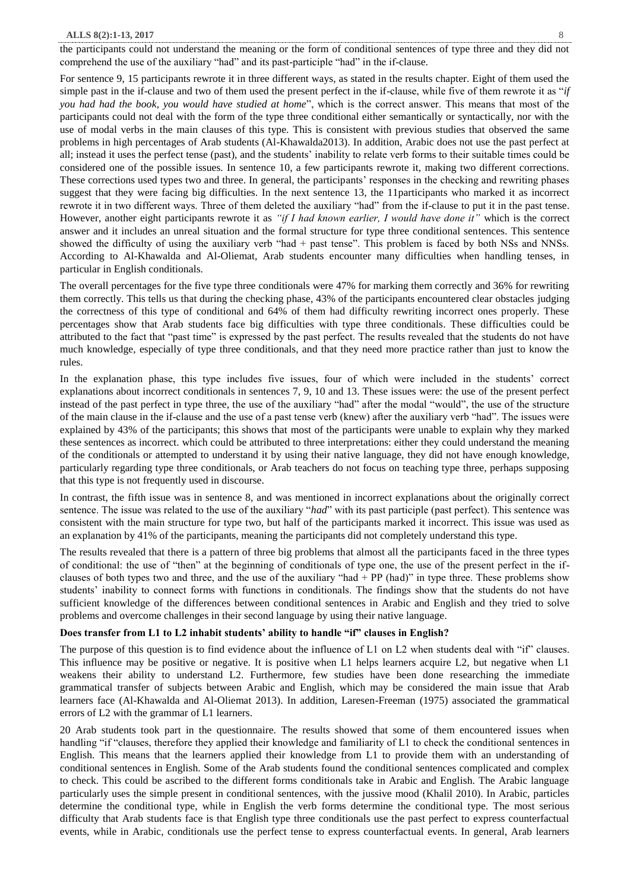the participants could not understand the meaning or the form of conditional sentences of type three and they did not comprehend the use of the auxiliary "had" and its past-participle "had" in the if-clause.

For sentence 9, 15 participants rewrote it in three different ways, as stated in the results chapter. Eight of them used the simple past in the if-clause and two of them used the present perfect in the if-clause, while five of them rewrote it as "*if you had had the book, you would have studied at home*", which is the correct answer. This means that most of the participants could not deal with the form of the type three conditional either semantically or syntactically, nor with the use of modal verbs in the main clauses of this type. This is consistent with previous studies that observed the same problems in high percentages of Arab students (Al-Khawalda2013). In addition, Arabic does not use the past perfect at all; instead it uses the perfect tense (past), and the students' inability to relate verb forms to their suitable times could be considered one of the possible issues. In sentence 10, a few participants rewrote it, making two different corrections. These corrections used types two and three. In general, the participants' responses in the checking and rewriting phases suggest that they were facing big difficulties. In the next sentence 13, the 11participants who marked it as incorrect rewrote it in two different ways. Three of them deleted the auxiliary "had" from the if-clause to put it in the past tense. However, another eight participants rewrote it as *"if I had known earlier, I would have done it"* which is the correct answer and it includes an unreal situation and the formal structure for type three conditional sentences. This sentence showed the difficulty of using the auxiliary verb "had + past tense". This problem is faced by both NSs and NNSs. According to Al-Khawalda and Al-Oliemat, Arab students encounter many difficulties when handling tenses, in particular in English conditionals.

The overall percentages for the five type three conditionals were 47% for marking them correctly and 36% for rewriting them correctly. This tells us that during the checking phase, 43% of the participants encountered clear obstacles judging the correctness of this type of conditional and 64% of them had difficulty rewriting incorrect ones properly. These percentages show that Arab students face big difficulties with type three conditionals. These difficulties could be attributed to the fact that "past time" is expressed by the past perfect. The results revealed that the students do not have much knowledge, especially of type three conditionals, and that they need more practice rather than just to know the rules.

In the explanation phase, this type includes five issues, four of which were included in the students' correct explanations about incorrect conditionals in sentences 7, 9, 10 and 13. These issues were: the use of the present perfect instead of the past perfect in type three, the use of the auxiliary "had" after the modal "would", the use of the structure of the main clause in the if-clause and the use of a past tense verb (knew) after the auxiliary verb "had". The issues were explained by 43% of the participants; this shows that most of the participants were unable to explain why they marked these sentences as incorrect. which could be attributed to three interpretations: either they could understand the meaning of the conditionals or attempted to understand it by using their native language, they did not have enough knowledge, particularly regarding type three conditionals, or Arab teachers do not focus on teaching type three, perhaps supposing that this type is not frequently used in discourse.

In contrast, the fifth issue was in sentence 8, and was mentioned in incorrect explanations about the originally correct sentence. The issue was related to the use of the auxiliary "*had*" with its past participle (past perfect). This sentence was consistent with the main structure for type two, but half of the participants marked it incorrect. This issue was used as an explanation by 41% of the participants, meaning the participants did not completely understand this type.

The results revealed that there is a pattern of three big problems that almost all the participants faced in the three types of conditional: the use of "then" at the beginning of conditionals of type one, the use of the present perfect in the if-clauses of both types two and three, and the use of the auxiliary "had + PP (had)" in type three. These problems show students' inability to connect forms with functions in conditionals. The findings show that the students do not have sufficient knowledge of the differences between conditional sentences in Arabic and English and they tried to solve problems and overcome challenges in their second language by using their native language.

**Does transfer from L1 to L2 inhabit students' ability to handle "if" clauses in English?**

The purpose of this question is to find evidence about the influence of L1 on L2 when students deal with "if" clauses. This influence may be positive or negative. It is positive when L1 helps learners acquire L2, but negative when L1 weakens their ability to understand L2. Furthermore, few studies have been done researching the immediate grammatical transfer of subjects between Arabic and English, which may be considered the main issue that Arab learners face (Al-Khawalda and Al-Oliemat 2013). In addition, Laresen-Freeman (1975) associated the grammatical errors of L2 with the grammar of L1 learners.

20 Arab students took part in the questionnaire. The results showed that some of them encountered issues when handling "if "clauses, therefore they applied their knowledge and familiarity of L1 to check the conditional sentences in English. This means that the learners applied their knowledge from L1 to provide them with an understanding of conditional sentences in English. Some of the Arab students found the conditional sentences complicated and complex to check. This could be ascribed to the different forms conditionals take in Arabic and English. The Arabic language particularly uses the simple present in conditional sentences, with the jussive mood (Khalil 2010). In Arabic, particles determine the conditional type, while in English the verb forms determine the conditional type. The most serious difficulty that Arab students face is that English type three conditionals use the past perfect to express counterfactual events, while in Arabic, conditionals use the perfect tense to express counterfactual events. In general, Arab learners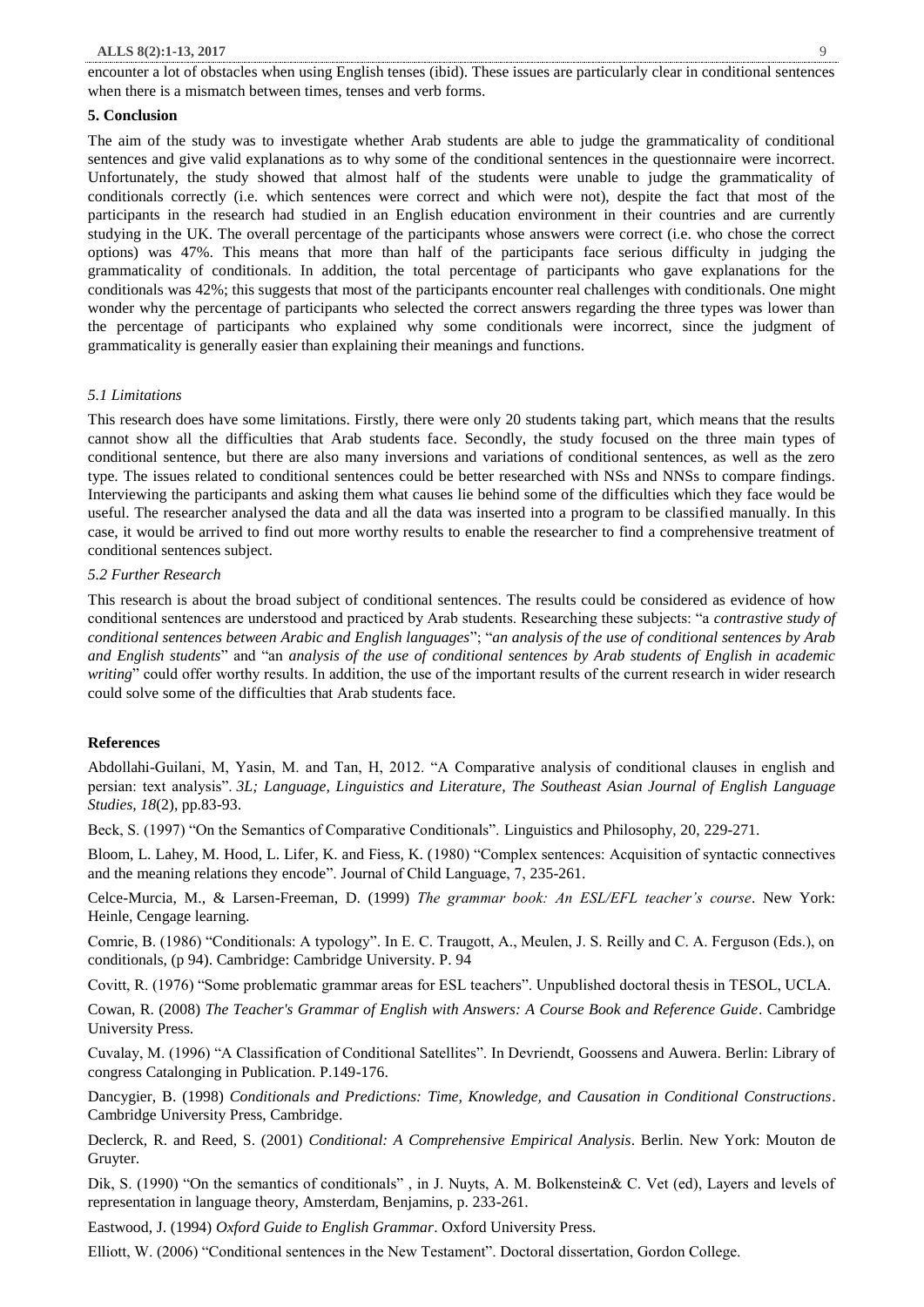encounter a lot of obstacles when using English tenses (ibid). These issues are particularly clear in conditional sentences when there is a mismatch between times, tenses and verb forms.

## 5. Conclusion

The aim of the study was to investigate whether Arab students are able to judge the grammaticality of conditional sentences and give valid explanations as to why some of the conditional sentences in the questionnaire were incorrect. Unfortunately, the study showed that almost half of the students were unable to judge the grammaticality of conditionals correctly (i.e. which sentences were correct and which were not), despite the fact that most of the participants in the research had studied in an English education environment in their countries and are currently studying in the UK. The overall percentage of the participants whose answers were correct (i.e. who chose the correct options) was 47%. This means that more than half of the participants face serious difficulty in judging the grammaticality of conditionals. In addition, the total percentage of participants who gave explanations for the conditionals was 42%; this suggests that most of the participants encounter real challenges with conditionals. One might wonder why the percentage of participants who selected the correct answers regarding the three types was lower than the percentage of participants who explained why some conditionals were incorrect, since the judgment of grammaticality is generally easier than explaining their meanings and functions.

### *5.1 Limitations*

This research does have some limitations. Firstly, there were only 20 students taking part, which means that the results cannot show all the difficulties that Arab students face. Secondly, the study focused on the three main types of conditional sentence, but there are also many inversions and variations of conditional sentences, as well as the zero type. The issues related to conditional sentences could be better researched with NSs and NNSs to compare findings. Interviewing the participants and asking them what causes lie behind some of the difficulties which they face would be useful. The researcher analysed the data and all the data was inserted into a program to be classified manually. In this case, it would be arrived to find out more worthy results to enable the researcher to find a comprehensive treatment of conditional sentences subject.

### *5.2 Further Research*

This research is about the broad subject of conditional sentences. The results could be considered as evidence of how conditional sentences are understood and practiced by Arab students. Researching these subjects: "a *contrastive study of conditional sentences between Arabic and English languages*"; "*an analysis of the use of conditional sentences by Arab and English students*" and "an *analysis of the use of conditional sentences by Arab students of English in academic writing*" could offer worthy results. In addition, the use of the important results of the current research in wider research could solve some of the difficulties that Arab students face.

## References

Abdollahi-Guilani, M, Yasin, M. and Tan, H, 2012. "A Comparative analysis of conditional clauses in english and persian: text analysis". *3L; Language, Linguistics and Literature, The Southeast Asian Journal of English Language Studies, 18*(2), pp.83-93.

Beck, S. (1997) "On the Semantics of Comparative Conditionals". Linguistics and Philosophy, 20, 229-271.

Bloom, L. Lahey, M. Hood, L. Lifer, K. and Fiess, K. (1980) "Complex sentences: Acquisition of syntactic connectives and the meaning relations they encode". Journal of Child Language, 7, 235-261.

Celce-Murcia, M., & Larsen-Freeman, D. (1999) *The grammar book: An ESL/EFL teacher's course*. New York: Heinle, Cengage learning.

Comrie, B. (1986) "Conditionals: A typology". In E. C. Traugott, A., Meulen, J. S. Reilly and C. A. Ferguson (Eds.), on conditionals, (p 94). Cambridge: Cambridge University. P. 94

Covitt, R. (1976) "Some problematic grammar areas for ESL teachers". Unpublished doctoral thesis in TESOL, UCLA.

Cowan, R. (2008) *The Teacher's Grammar of English with Answers: A Course Book and Reference Guide*. Cambridge University Press.

Cuvalay, M. (1996) "A Classification of Conditional Satellites". In Devriendt, Goossens and Auwera. Berlin: Library of congress Catalonging in Publication. P.149-176.

Dancygier, B. (1998) *Conditionals and Predictions: Time, Knowledge, and Causation in Conditional Constructions*. Cambridge University Press, Cambridge.

Declerck, R. and Reed, S. (2001) *Conditional: A Comprehensive Empirical Analysis*. Berlin. New York: Mouton de Gruyter.

Dik, S. (1990) "On the semantics of conditionals" , in J. Nuyts, A. M. Bolkenstein& C. Vet (ed), Layers and levels of representation in language theory, Amsterdam, Benjamins, p. 233-261.

Eastwood, J. (1994) *Oxford Guide to English Grammar*. Oxford University Press.

Elliott, W. (2006) "Conditional sentences in the New Testament". Doctoral dissertation, Gordon College.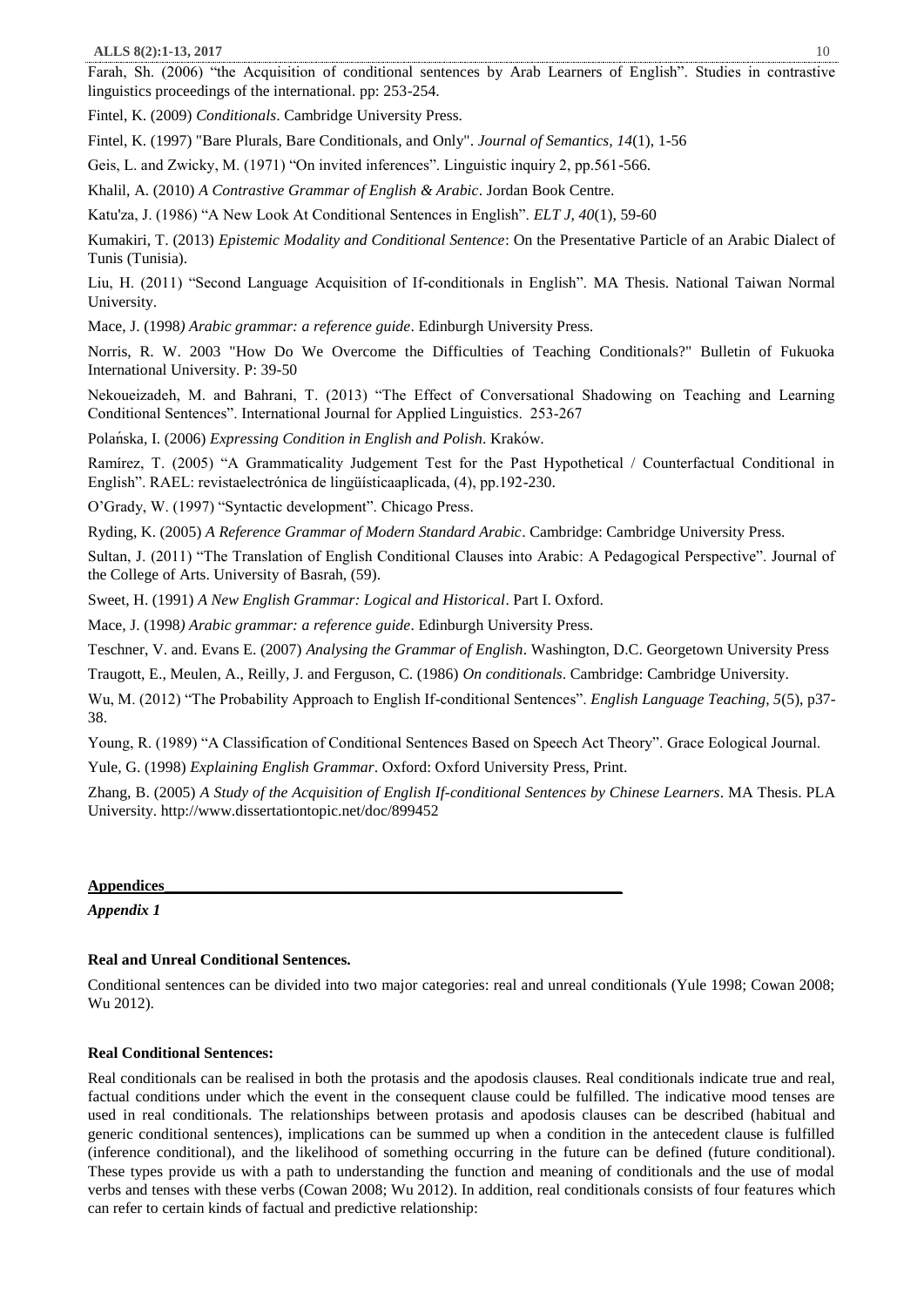Farah, Sh. (2006) "the Acquisition of conditional sentences by Arab Learners of English". Studies in contrastive linguistics proceedings of the international. pp: 253-254.

Fintel, K. (2009) *Conditionals*. Cambridge University Press.

Fintel, K. (1997) "Bare Plurals, Bare Conditionals, and Only". *Journal of Semantics, 14*(1), 1-56

Geis, L. and Zwicky, M. (1971) "On invited inferences". Linguistic inquiry 2, pp.561-566.

Khalil, A. (2010) *A Contrastive Grammar of English & Arabic*. Jordan Book Centre.

Katu'za, J. (1986) "A New Look At Conditional Sentences in English". *ELT J, 40*(1), 59-60

Kumakiri, T. (2013) *Epistemic Modality and Conditional Sentence*: On the Presentative Particle of an Arabic Dialect of Tunis (Tunisia).

Liu, H. (2011) "Second Language Acquisition of If-conditionals in English". MA Thesis. National Taiwan Normal University.

Mace, J. (1998*) Arabic grammar: a reference guide*. Edinburgh University Press.

Norris, R. W. 2003 "How Do We Overcome the Difficulties of Teaching Conditionals?" Bulletin of Fukuoka International University. P: 39-50

Nekoueizadeh, M. and Bahrani, T. (2013) "The Effect of Conversational Shadowing on Teaching and Learning Conditional Sentences". International Journal for Applied Linguistics. 253-267

Polańska, I. (2006) *Expressing Condition in English and Polish*. Kraków.

Ramírez, T. (2005) "A Grammaticality Judgement Test for the Past Hypothetical / Counterfactual Conditional in English". RAEL: revistaelectrónica de lingüísticaaplicada, (4), pp.192-230.

O'Grady, W. (1997) "Syntactic development". Chicago Press.

Ryding, K. (2005) *A Reference Grammar of Modern Standard Arabic*. Cambridge: Cambridge University Press.

Sultan, J. (2011) "The Translation of English Conditional Clauses into Arabic: A Pedagogical Perspective". Journal of the College of Arts. University of Basrah, (59).

Sweet, H. (1991) *A New English Grammar: Logical and Historical*. Part I. Oxford.

Mace, J. (1998*) Arabic grammar: a reference guide*. Edinburgh University Press.

Teschner, V. and. Evans E. (2007) *Analysing the Grammar of English*. Washington, D.C. Georgetown University Press

Traugott, E., Meulen, A., Reilly, J. and Ferguson, C. (1986) *On conditionals*. Cambridge: Cambridge University.

Wu, M. (2012) "The Probability Approach to English If-conditional Sentences". *English Language Teaching, 5*(5), p37-38.

Young, R. (1989) "A Classification of Conditional Sentences Based on Speech Act Theory". Grace Eological Journal.

Yule, G. (1998) *Explaining English Grammar*. Oxford: Oxford University Press, Print.

Zhang, B. (2005) *A Study of the Acquisition of English If-conditional Sentences by Chinese Learners*. MA Thesis. PLA University. http://www.dissertationtopic.net/doc/899452

## Appendices

*Appendix 1*

**Real and Unreal Conditional Sentences.**

Conditional sentences can be divided into two major categories: real and unreal conditionals (Yule 1998; Cowan 2008; Wu 2012).

**Real Conditional Sentences:**

Real conditionals can be realised in both the protasis and the apodosis clauses. Real conditionals indicate true and real, factual conditions under which the event in the consequent clause could be fulfilled. The indicative mood tenses are used in real conditionals. The relationships between protasis and apodosis clauses can be described (habitual and generic conditional sentences), implications can be summed up when a condition in the antecedent clause is fulfilled (inference conditional), and the likelihood of something occurring in the future can be defined (future conditional). These types provide us with a path to understanding the function and meaning of conditionals and the use of modal verbs and tenses with these verbs (Cowan 2008; Wu 2012). In addition, real conditionals consists of four features which can refer to certain kinds of factual and predictive relationship: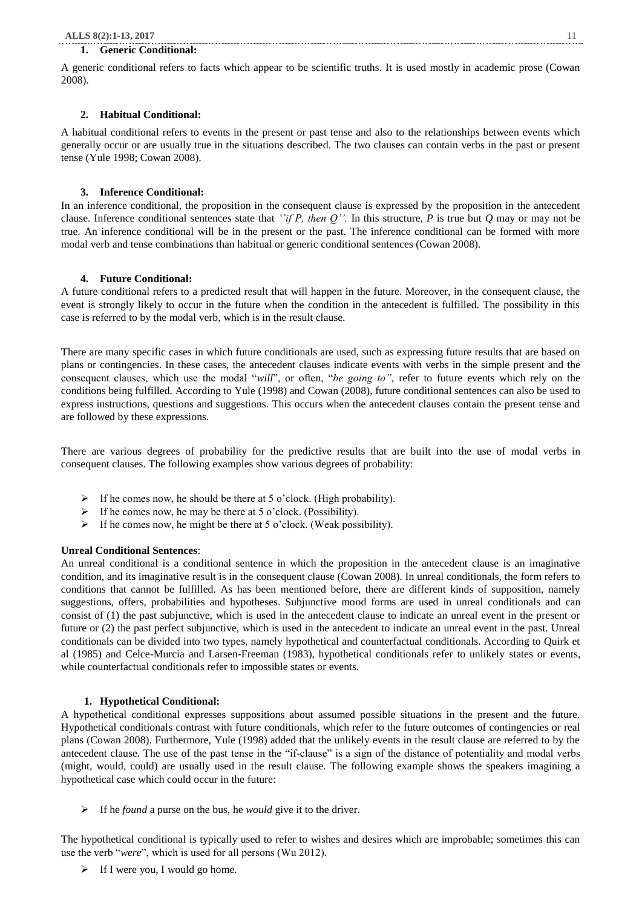### 1. Generic Conditional:

A generic conditional refers to facts which appear to be scientific truths. It is used mostly in academic prose (Cowan 2008).

### 2. Habitual Conditional:

A habitual conditional refers to events in the present or past tense and also to the relationships between events which generally occur or are usually true in the situations described. The two clauses can contain verbs in the past or present tense (Yule 1998; Cowan 2008).

### 3. Inference Conditional:

In an inference conditional, the proposition in the consequent clause is expressed by the proposition in the antecedent clause. Inference conditional sentences state that *''if P, then Q''.* In this structure, *P* is true but *Q* may or may not be true. An inference conditional will be in the present or the past. The inference conditional can be formed with more modal verb and tense combinations than habitual or generic conditional sentences (Cowan 2008).

### 4. Future Conditional:

A future conditional refers to a predicted result that will happen in the future. Moreover, in the consequent clause, the event is strongly likely to occur in the future when the condition in the antecedent is fulfilled. The possibility in this case is referred to by the modal verb, which is in the result clause.

There are many specific cases in which future conditionals are used, such as expressing future results that are based on plans or contingencies. In these cases, the antecedent clauses indicate events with verbs in the simple present and the consequent clauses, which use the modal "*will*", or often, "*be going to"*, refer to future events which rely on the conditions being fulfilled. According to Yule (1998) and Cowan (2008), future conditional sentences can also be used to express instructions, questions and suggestions. This occurs when the antecedent clauses contain the present tense and are followed by these expressions.

There are various degrees of probability for the predictive results that are built into the use of modal verbs in consequent clauses. The following examples show various degrees of probability:

- If he comes now, he should be there at 5 o'clock. (High probability).
- If he comes now, he may be there at 5 o'clock. (Possibility).
- If he comes now, he might be there at 5 o'clock. (Weak possibility).

**Unreal Conditional Sentences**:

An unreal conditional is a conditional sentence in which the proposition in the antecedent clause is an imaginative condition, and its imaginative result is in the consequent clause (Cowan 2008). In unreal conditionals, the form refers to conditions that cannot be fulfilled. As has been mentioned before, there are different kinds of supposition, namely suggestions, offers, probabilities and hypotheses. Subjunctive mood forms are used in unreal conditionals and can consist of (1) the past subjunctive, which is used in the antecedent clause to indicate an unreal event in the present or future or (2) the past perfect subjunctive, which is used in the antecedent to indicate an unreal event in the past. Unreal conditionals can be divided into two types, namely hypothetical and counterfactual conditionals. According to Quirk et al (1985) and Celce-Murcia and Larsen-Freeman (1983), hypothetical conditionals refer to unlikely states or events, while counterfactual conditionals refer to impossible states or events.

### 1. Hypothetical Conditional:

A hypothetical conditional expresses suppositions about assumed possible situations in the present and the future. Hypothetical conditionals contrast with future conditionals, which refer to the future outcomes of contingencies or real plans (Cowan 2008). Furthermore, Yule (1998) added that the unlikely events in the result clause are referred to by the antecedent clause. The use of the past tense in the "if-clause" is a sign of the distance of potentiality and modal verbs (might, would, could) are usually used in the result clause. The following example shows the speakers imagining a hypothetical case which could occur in the future:

- If he *found* a purse on the bus, he *would* give it to the driver.

The hypothetical conditional is typically used to refer to wishes and desires which are improbable; sometimes this can use the verb "*were*", which is used for all persons (Wu 2012).

- If I were you, I would go home.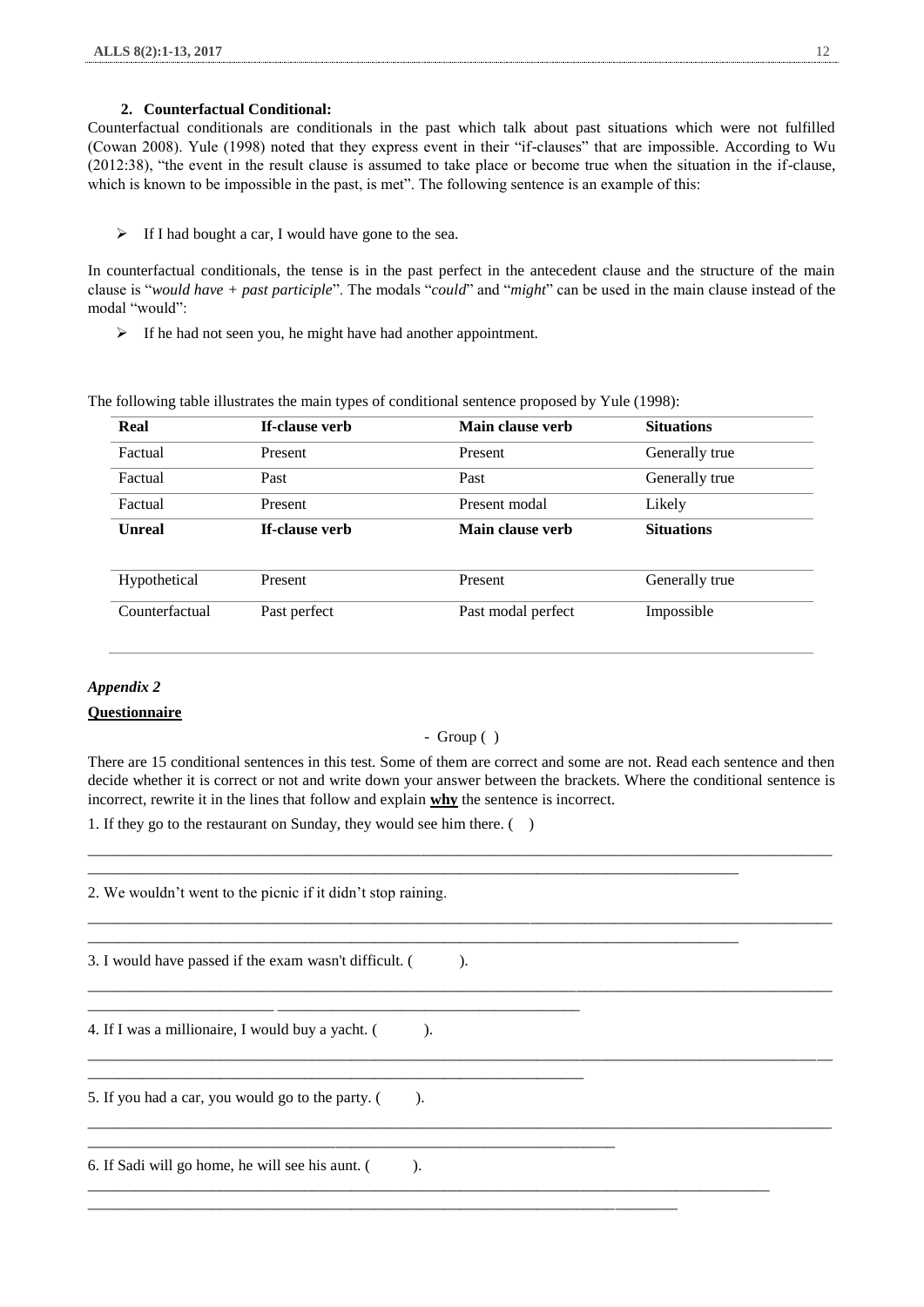#### 2. Counterfactual Conditional:

Counterfactual conditionals are conditionals in the past which talk about past situations which were not fulfilled (Cowan 2008). Yule (1998) noted that they express event in their "if-clauses" that are impossible. According to Wu (2012:38), "the event in the result clause is assumed to take place or become true when the situation in the if-clause, which is known to be impossible in the past, is met". The following sentence is an example of this:

- If I had bought a car, I would have gone to the sea.

In counterfactual conditionals, the tense is in the past perfect in the antecedent clause and the structure of the main clause is "*would have + past participle*". The modals "*could*" and "*might*" can be used in the main clause instead of the modal "would":

- If he had not seen you, he might have had another appointment.

The following table illustrates the main types of conditional sentence proposed by Yule (1998):

| **Real** | **If-clause verb** | **Main clause verb** | **Situations** |
|---|---|---|---|
| Factual | Present | Present | Generally true |
| Factual | Past | Past | Generally true |
| Factual | Present | Present modal | Likely |
| **Unreal** | **If-clause verb** | **Main clause verb** | **Situations** |
| Hypothetical | Present | Present | Generally true |
| Counterfactual | Past perfect | Past modal perfect | Impossible |

### *Appendix 2*

**Questionnaire**

- Group ( )

There are 15 conditional sentences in this test. Some of them are correct and some are not. Read each sentence and then decide whether it is correct or not and write down your answer between the brackets. Where the conditional sentence is incorrect, rewrite it in the lines that follow and explain **why** the sentence is incorrect.

1. If they go to the restaurant on Sunday, they would see him there. ( )

______________________________________________________________________________________________
______________________________________________________________________________________

2. We wouldn't went to the picnic if it didn't stop raining.

______________________________________________________________________________________________
______________________________________________________________________________________

3. I would have passed if the exam wasn't difficult. ( ).

______________________________________________________________________________________________
______________________________________________________________

4. If I was a millionaire, I would buy a yacht. ( ).

______________________________________________________________________________________________
______________________________________________________________

5. If you had a car, you would go to the party. ( ).

______________________________________________________________________________________________
__________________________________________________________________

6. If Sadi will go home, he will see his aunt. ( ).

______________________________________________________________________________________
___________________________________________________________________________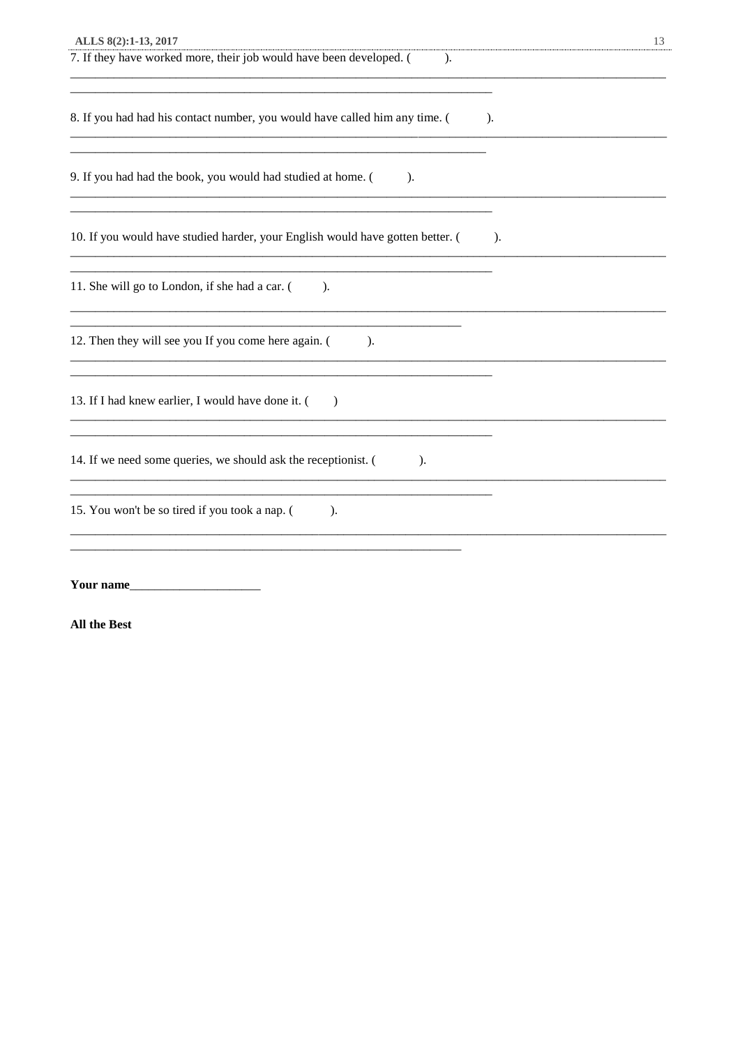7. If they have worked more, their job would have been developed. (        ).

_______________________________________________________________________________________________

_______________________________________________________________________

8. If you had had his contact number, you would have called him any time. (        ).

_______________________________________________________________________________________________

_______________________________________________________________________

9. If you had had the book, you would had studied at home. (        ).

_______________________________________________________________________________________________

_______________________________________________________________________

10. If you would have studied harder, your English would have gotten better. (        ).

_______________________________________________________________________________________________

_______________________________________________________________________

11. She will go to London, if she had a car. (        ).

_______________________________________________________________________________________________

_________________________________________________________________

12. Then they will see you If you come here again. (        ).

_______________________________________________________________________________________________

_______________________________________________________________________

13. If I had knew earlier, I would have done it. (        )

_______________________________________________________________________________________________

_______________________________________________________________________

14. If we need some queries, we should ask the receptionist. (        ).

_______________________________________________________________________________________________

_______________________________________________________________________

15. You won't be so tired if you took a nap. (        ).

_______________________________________________________________________________________________

_________________________________________________________________

**Your name**_____________________

**All the Best**